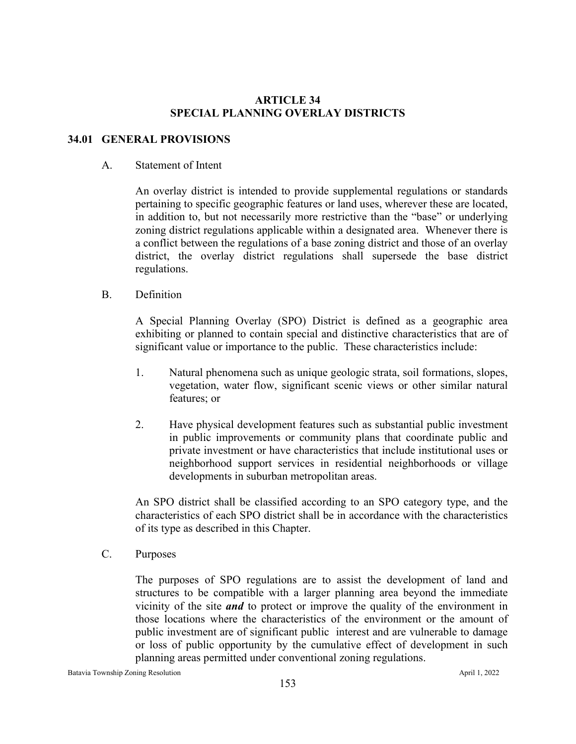# ARTICLE 34
# SPECIAL PLANNING OVERLAY DISTRICTS

## 34.01 GENERAL PROVISIONS

A. Statement of Intent

An overlay district is intended to provide supplemental regulations or standards pertaining to specific geographic features or land uses, wherever these are located, in addition to, but not necessarily more restrictive than the "base" or underlying zoning district regulations applicable within a designated area. Whenever there is a conflict between the regulations of a base zoning district and those of an overlay district, the overlay district regulations shall supersede the base district regulations.

B. Definition

A Special Planning Overlay (SPO) District is defined as a geographic area exhibiting or planned to contain special and distinctive characteristics that are of significant value or importance to the public. These characteristics include:

1. Natural phenomena such as unique geologic strata, soil formations, slopes, vegetation, water flow, significant scenic views or other similar natural features; or

2. Have physical development features such as substantial public investment in public improvements or community plans that coordinate public and private investment or have characteristics that include institutional uses or neighborhood support services in residential neighborhoods or village developments in suburban metropolitan areas.

An SPO district shall be classified according to an SPO category type, and the characteristics of each SPO district shall be in accordance with the characteristics of its type as described in this Chapter.

C. Purposes

The purposes of SPO regulations are to assist the development of land and structures to be compatible with a larger planning area beyond the immediate vicinity of the site ***and*** to protect or improve the quality of the environment in those locations where the characteristics of the environment or the amount of public investment are of significant public interest and are vulnerable to damage or loss of public opportunity by the cumulative effect of development in such planning areas permitted under conventional zoning regulations.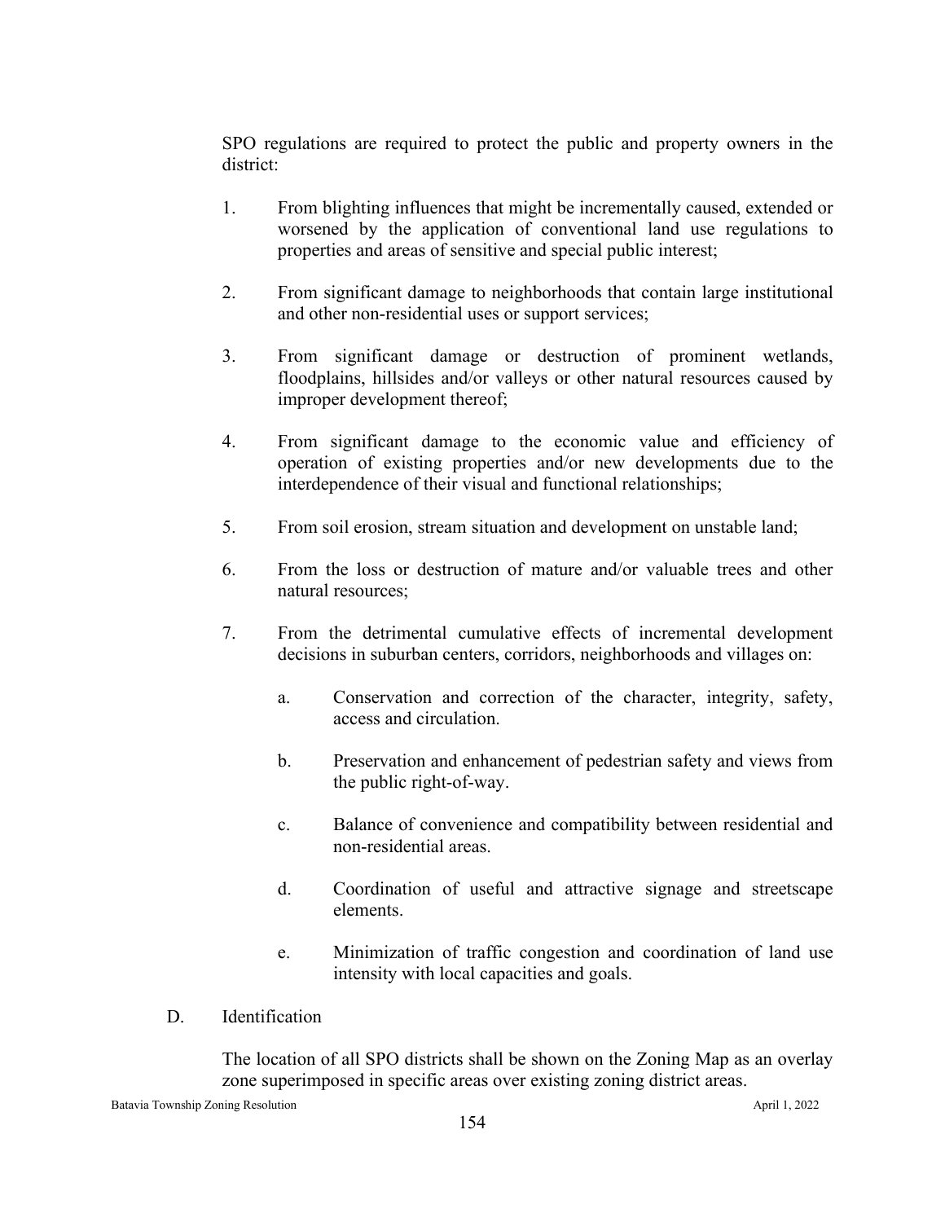SPO regulations are required to protect the public and property owners in the district:

1. From blighting influences that might be incrementally caused, extended or worsened by the application of conventional land use regulations to properties and areas of sensitive and special public interest;

2. From significant damage to neighborhoods that contain large institutional and other non-residential uses or support services;

3. From significant damage or destruction of prominent wetlands, floodplains, hillsides and/or valleys or other natural resources caused by improper development thereof;

4. From significant damage to the economic value and efficiency of operation of existing properties and/or new developments due to the interdependence of their visual and functional relationships;

5. From soil erosion, stream situation and development on unstable land;

6. From the loss or destruction of mature and/or valuable trees and other natural resources;

7. From the detrimental cumulative effects of incremental development decisions in suburban centers, corridors, neighborhoods and villages on:

    a. Conservation and correction of the character, integrity, safety, access and circulation.

    b. Preservation and enhancement of pedestrian safety and views from the public right-of-way.

    c. Balance of convenience and compatibility between residential and non-residential areas.

    d. Coordination of useful and attractive signage and streetscape elements.

    e. Minimization of traffic congestion and coordination of land use intensity with local capacities and goals.

D. Identification

The location of all SPO districts shall be shown on the Zoning Map as an overlay zone superimposed in specific areas over existing zoning district areas.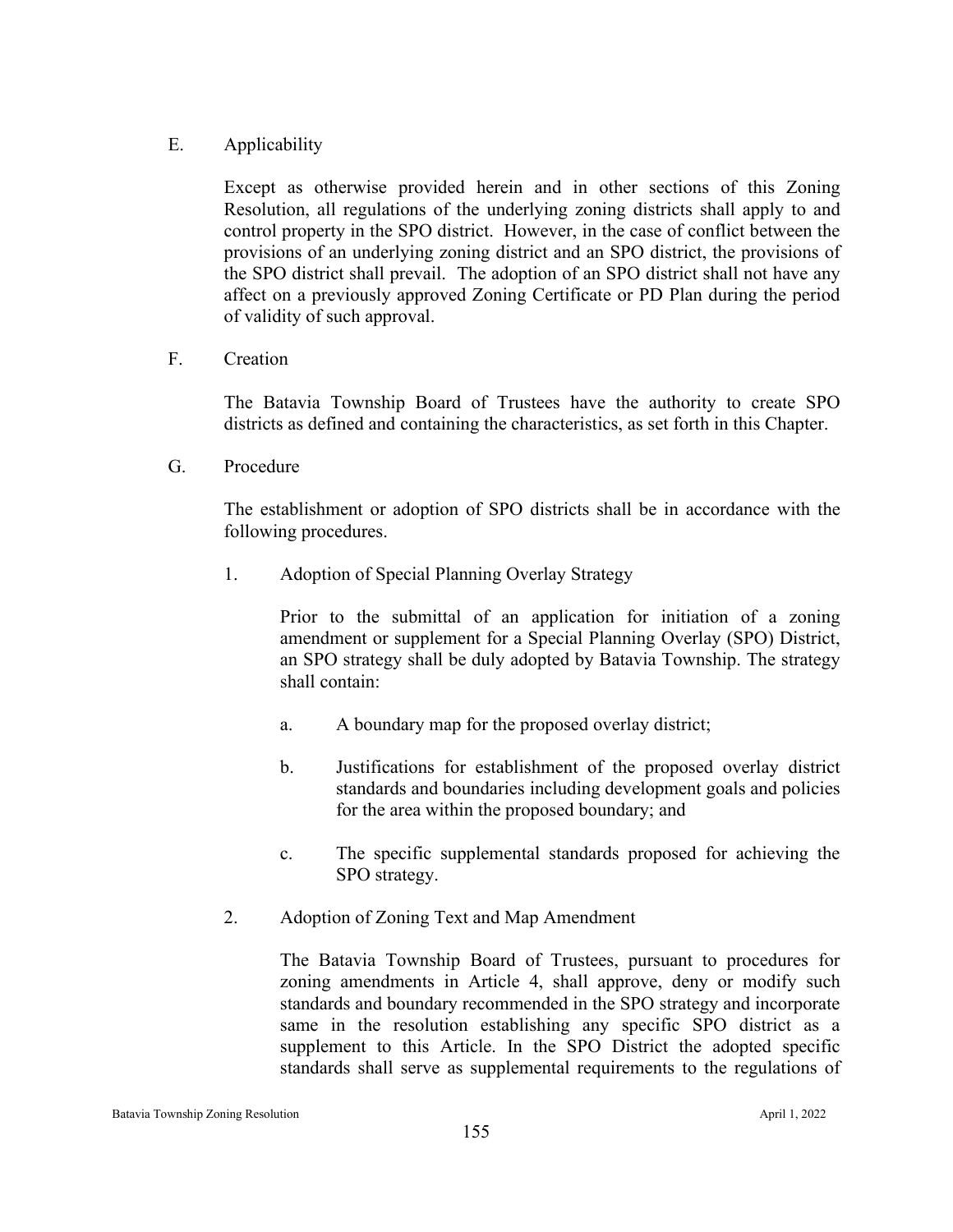E. Applicability

Except as otherwise provided herein and in other sections of this Zoning Resolution, all regulations of the underlying zoning districts shall apply to and control property in the SPO district. However, in the case of conflict between the provisions of an underlying zoning district and an SPO district, the provisions of the SPO district shall prevail. The adoption of an SPO district shall not have any affect on a previously approved Zoning Certificate or PD Plan during the period of validity of such approval.

F. Creation

The Batavia Township Board of Trustees have the authority to create SPO districts as defined and containing the characteristics, as set forth in this Chapter.

G. Procedure

The establishment or adoption of SPO districts shall be in accordance with the following procedures.

1. Adoption of Special Planning Overlay Strategy

   Prior to the submittal of an application for initiation of a zoning amendment or supplement for a Special Planning Overlay (SPO) District, an SPO strategy shall be duly adopted by Batavia Township. The strategy shall contain:

   a. A boundary map for the proposed overlay district;

   b. Justifications for establishment of the proposed overlay district standards and boundaries including development goals and policies for the area within the proposed boundary; and

   c. The specific supplemental standards proposed for achieving the SPO strategy.

2. Adoption of Zoning Text and Map Amendment

   The Batavia Township Board of Trustees, pursuant to procedures for zoning amendments in Article 4, shall approve, deny or modify such standards and boundary recommended in the SPO strategy and incorporate same in the resolution establishing any specific SPO district as a supplement to this Article. In the SPO District the adopted specific standards shall serve as supplemental requirements to the regulations of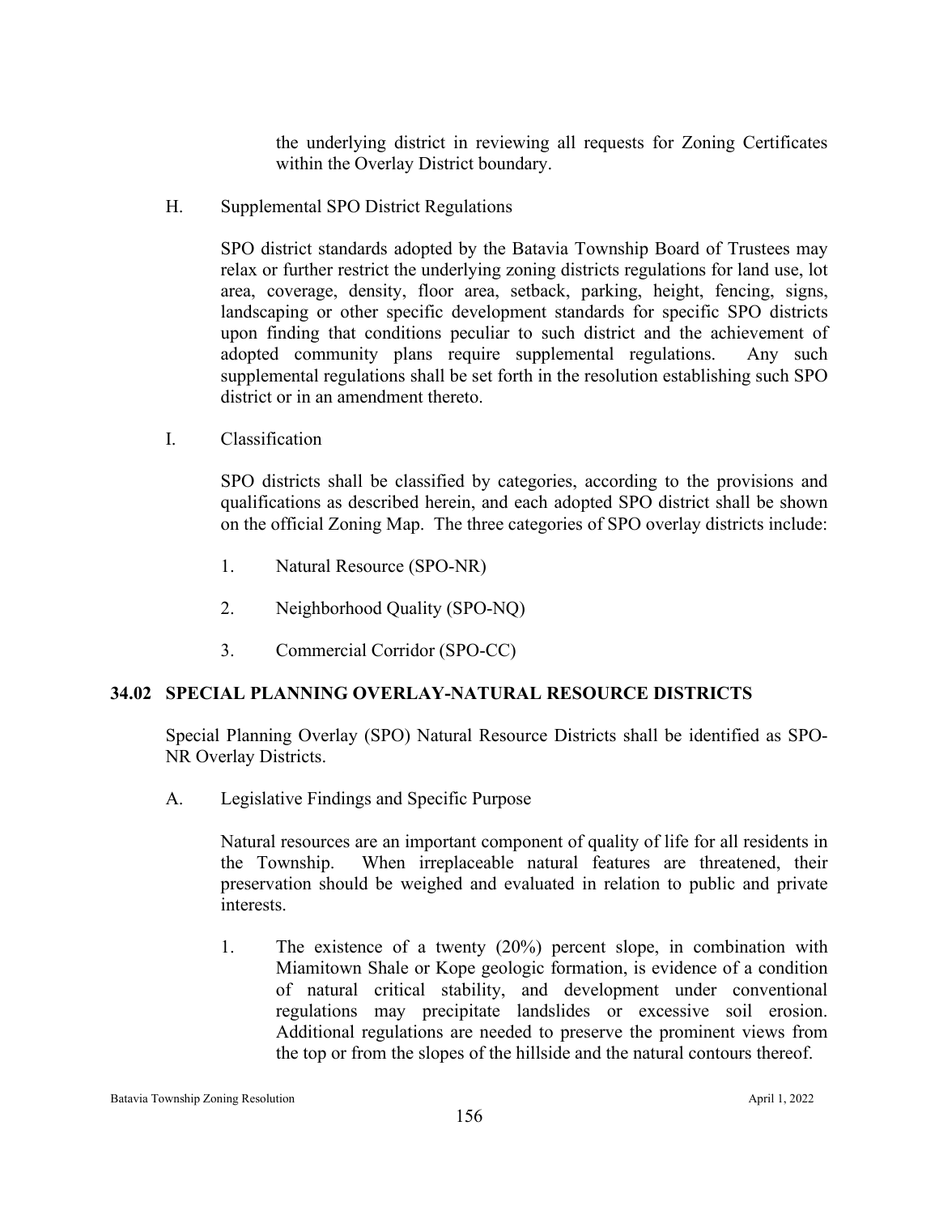the underlying district in reviewing all requests for Zoning Certificates within the Overlay District boundary.

H. Supplemental SPO District Regulations

SPO district standards adopted by the Batavia Township Board of Trustees may relax or further restrict the underlying zoning districts regulations for land use, lot area, coverage, density, floor area, setback, parking, height, fencing, signs, landscaping or other specific development standards for specific SPO districts upon finding that conditions peculiar to such district and the achievement of adopted community plans require supplemental regulations. Any such supplemental regulations shall be set forth in the resolution establishing such SPO district or in an amendment thereto.

I. Classification

SPO districts shall be classified by categories, according to the provisions and qualifications as described herein, and each adopted SPO district shall be shown on the official Zoning Map. The three categories of SPO overlay districts include:

1. Natural Resource (SPO-NR)
2. Neighborhood Quality (SPO-NQ)
3. Commercial Corridor (SPO-CC)

## 34.02 SPECIAL PLANNING OVERLAY-NATURAL RESOURCE DISTRICTS

Special Planning Overlay (SPO) Natural Resource Districts shall be identified as SPO-NR Overlay Districts.

A. Legislative Findings and Specific Purpose

Natural resources are an important component of quality of life for all residents in the Township. When irreplaceable natural features are threatened, their preservation should be weighed and evaluated in relation to public and private interests.

1. The existence of a twenty (20%) percent slope, in combination with Miamitown Shale or Kope geologic formation, is evidence of a condition of natural critical stability, and development under conventional regulations may precipitate landslides or excessive soil erosion. Additional regulations are needed to preserve the prominent views from the top or from the slopes of the hillside and the natural contours thereof.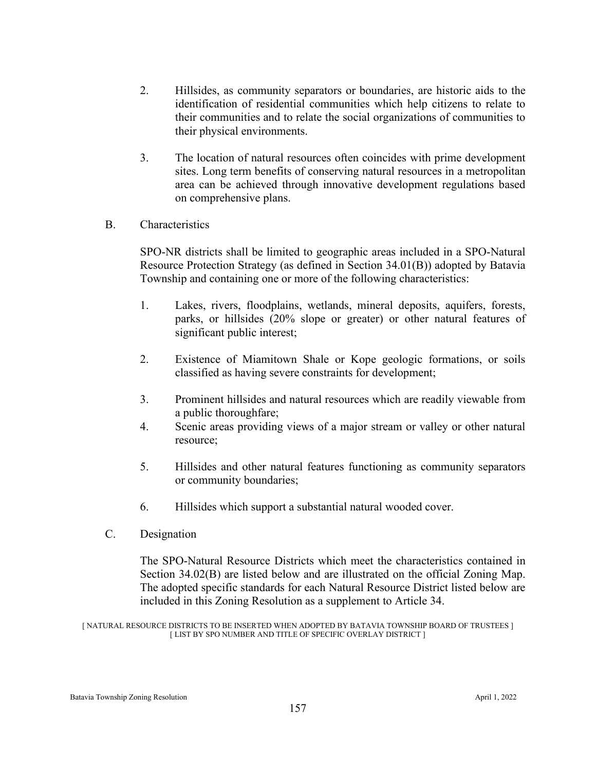2. Hillsides, as community separators or boundaries, are historic aids to the identification of residential communities which help citizens to relate to their communities and to relate the social organizations of communities to their physical environments.

3. The location of natural resources often coincides with prime development sites. Long term benefits of conserving natural resources in a metropolitan area can be achieved through innovative development regulations based on comprehensive plans.

B. Characteristics

SPO-NR districts shall be limited to geographic areas included in a SPO-Natural Resource Protection Strategy (as defined in Section 34.01(B)) adopted by Batavia Township and containing one or more of the following characteristics:

1. Lakes, rivers, floodplains, wetlands, mineral deposits, aquifers, forests, parks, or hillsides (20% slope or greater) or other natural features of significant public interest;

2. Existence of Miamitown Shale or Kope geologic formations, or soils classified as having severe constraints for development;

3. Prominent hillsides and natural resources which are readily viewable from a public thoroughfare;

4. Scenic areas providing views of a major stream or valley or other natural resource;

5. Hillsides and other natural features functioning as community separators or community boundaries;

6. Hillsides which support a substantial natural wooded cover.

C. Designation

The SPO-Natural Resource Districts which meet the characteristics contained in Section 34.02(B) are listed below and are illustrated on the official Zoning Map. The adopted specific standards for each Natural Resource District listed below are included in this Zoning Resolution as a supplement to Article 34.

[ NATURAL RESOURCE DISTRICTS TO BE INSERTED WHEN ADOPTED BY BATAVIA TOWNSHIP BOARD OF TRUSTEES ]
[ LIST BY SPO NUMBER AND TITLE OF SPECIFIC OVERLAY DISTRICT ]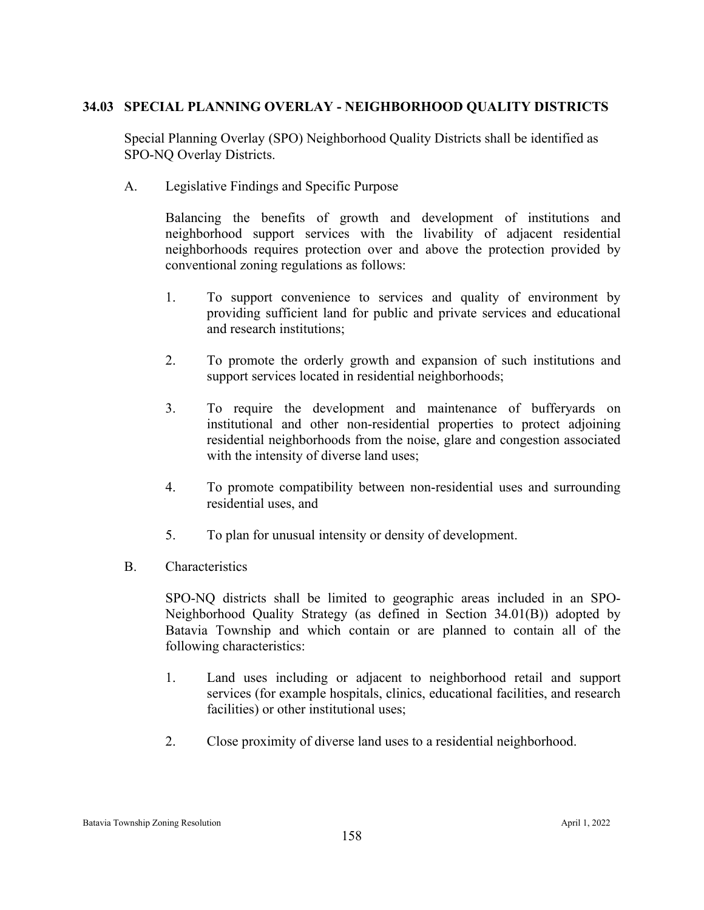## 34.03 SPECIAL PLANNING OVERLAY - NEIGHBORHOOD QUALITY DISTRICTS

Special Planning Overlay (SPO) Neighborhood Quality Districts shall be identified as SPO-NQ Overlay Districts.

A. Legislative Findings and Specific Purpose

Balancing the benefits of growth and development of institutions and neighborhood support services with the livability of adjacent residential neighborhoods requires protection over and above the protection provided by conventional zoning regulations as follows:

1. To support convenience to services and quality of environment by providing sufficient land for public and private services and educational and research institutions;

2. To promote the orderly growth and expansion of such institutions and support services located in residential neighborhoods;

3. To require the development and maintenance of bufferyards on institutional and other non-residential properties to protect adjoining residential neighborhoods from the noise, glare and congestion associated with the intensity of diverse land uses;

4. To promote compatibility between non-residential uses and surrounding residential uses, and

5. To plan for unusual intensity or density of development.

B. Characteristics

SPO-NQ districts shall be limited to geographic areas included in an SPO-Neighborhood Quality Strategy (as defined in Section 34.01(B)) adopted by Batavia Township and which contain or are planned to contain all of the following characteristics:

1. Land uses including or adjacent to neighborhood retail and support services (for example hospitals, clinics, educational facilities, and research facilities) or other institutional uses;

2. Close proximity of diverse land uses to a residential neighborhood.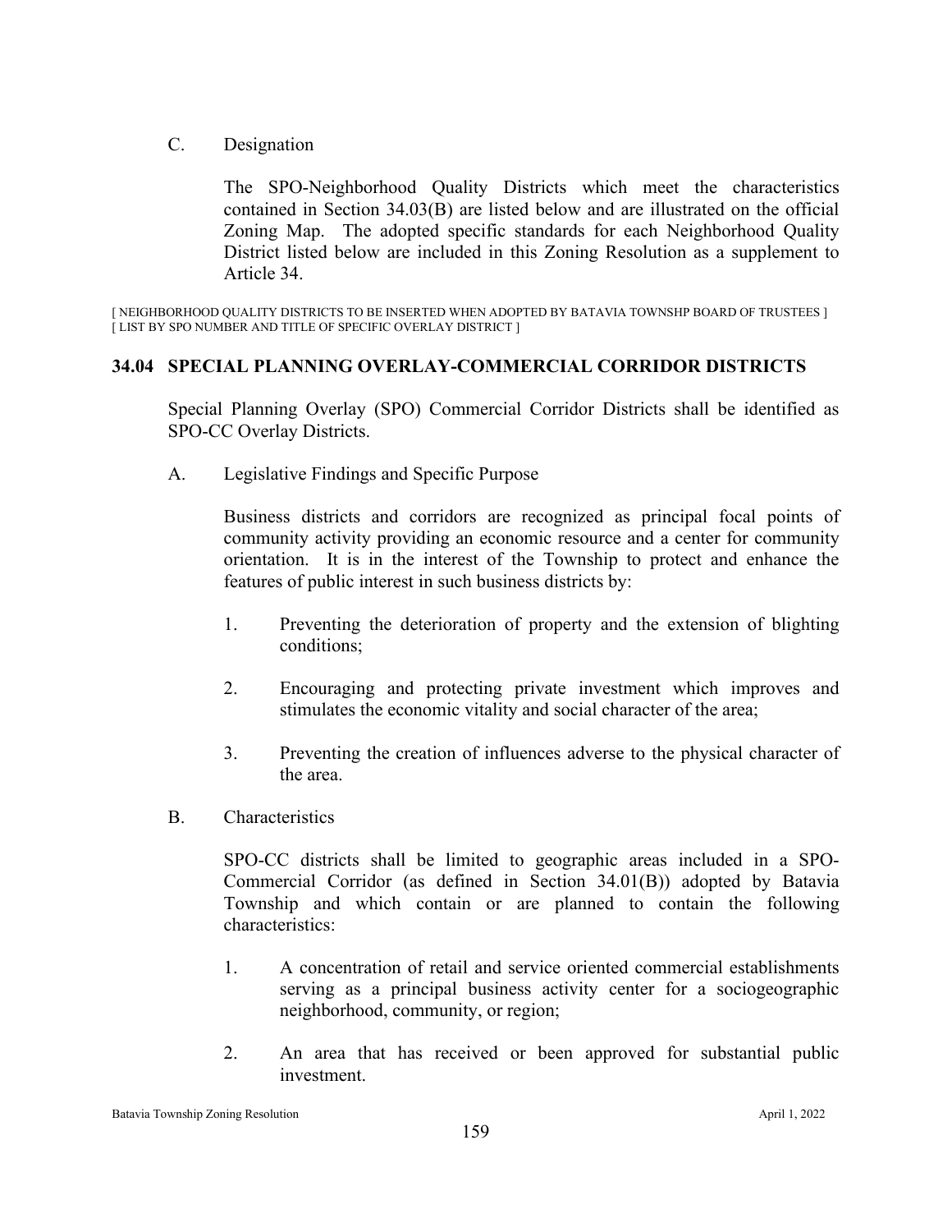C. Designation

The SPO-Neighborhood Quality Districts which meet the characteristics contained in Section 34.03(B) are listed below and are illustrated on the official Zoning Map. The adopted specific standards for each Neighborhood Quality District listed below are included in this Zoning Resolution as a supplement to Article 34.

[ NEIGHBORHOOD QUALITY DISTRICTS TO BE INSERTED WHEN ADOPTED BY BATAVIA TOWNSHP BOARD OF TRUSTEES ]
[ LIST BY SPO NUMBER AND TITLE OF SPECIFIC OVERLAY DISTRICT ]

## 34.04 SPECIAL PLANNING OVERLAY-COMMERCIAL CORRIDOR DISTRICTS

Special Planning Overlay (SPO) Commercial Corridor Districts shall be identified as SPO-CC Overlay Districts.

A. Legislative Findings and Specific Purpose

Business districts and corridors are recognized as principal focal points of community activity providing an economic resource and a center for community orientation. It is in the interest of the Township to protect and enhance the features of public interest in such business districts by:

1. Preventing the deterioration of property and the extension of blighting conditions;

2. Encouraging and protecting private investment which improves and stimulates the economic vitality and social character of the area;

3. Preventing the creation of influences adverse to the physical character of the area.

B. Characteristics

SPO-CC districts shall be limited to geographic areas included in a SPO-Commercial Corridor (as defined in Section 34.01(B)) adopted by Batavia Township and which contain or are planned to contain the following characteristics:

1. A concentration of retail and service oriented commercial establishments serving as a principal business activity center for a sociogeographic neighborhood, community, or region;

2. An area that has received or been approved for substantial public investment.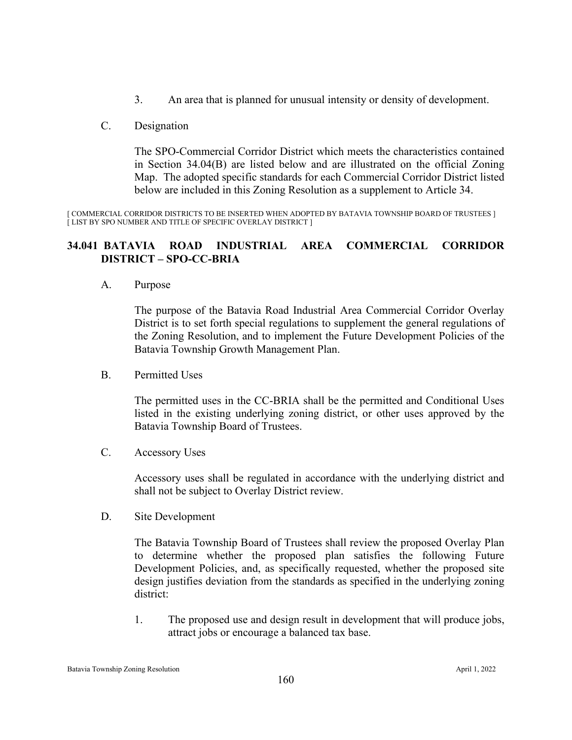3. An area that is planned for unusual intensity or density of development.

C. Designation

The SPO-Commercial Corridor District which meets the characteristics contained in Section 34.04(B) are listed below and are illustrated on the official Zoning Map. The adopted specific standards for each Commercial Corridor District listed below are included in this Zoning Resolution as a supplement to Article 34.

[ COMMERCIAL CORRIDOR DISTRICTS TO BE INSERTED WHEN ADOPTED BY BATAVIA TOWNSHIP BOARD OF TRUSTEES ]
[ LIST BY SPO NUMBER AND TITLE OF SPECIFIC OVERLAY DISTRICT ]

## 34.041 BATAVIA ROAD INDUSTRIAL AREA COMMERCIAL CORRIDOR DISTRICT – SPO-CC-BRIA

A. Purpose

The purpose of the Batavia Road Industrial Area Commercial Corridor Overlay District is to set forth special regulations to supplement the general regulations of the Zoning Resolution, and to implement the Future Development Policies of the Batavia Township Growth Management Plan.

B. Permitted Uses

The permitted uses in the CC-BRIA shall be the permitted and Conditional Uses listed in the existing underlying zoning district, or other uses approved by the Batavia Township Board of Trustees.

C. Accessory Uses

Accessory uses shall be regulated in accordance with the underlying district and shall not be subject to Overlay District review.

D. Site Development

The Batavia Township Board of Trustees shall review the proposed Overlay Plan to determine whether the proposed plan satisfies the following Future Development Policies, and, as specifically requested, whether the proposed site design justifies deviation from the standards as specified in the underlying zoning district:

1. The proposed use and design result in development that will produce jobs, attract jobs or encourage a balanced tax base.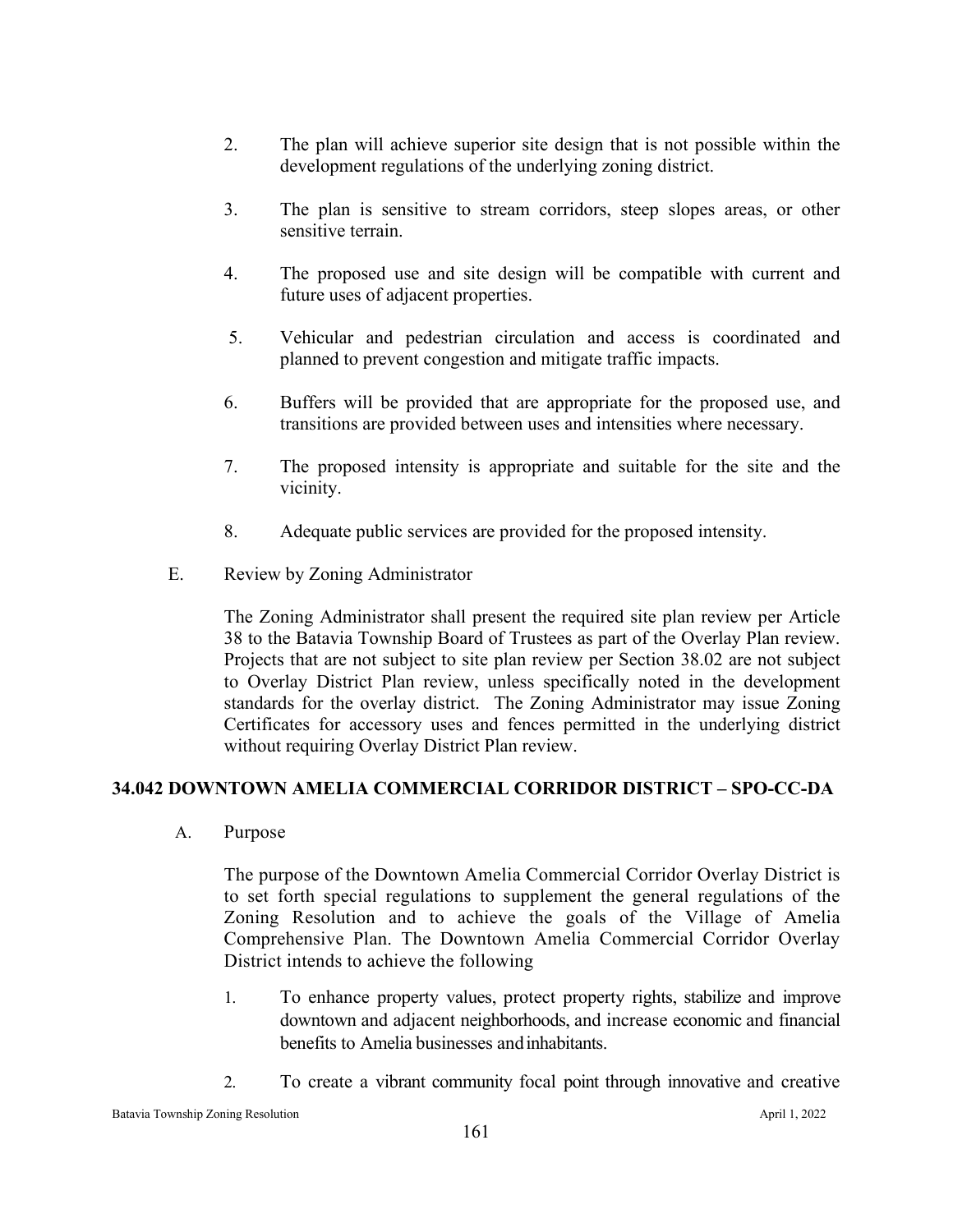2. The plan will achieve superior site design that is not possible within the development regulations of the underlying zoning district.

3. The plan is sensitive to stream corridors, steep slopes areas, or other sensitive terrain.

4. The proposed use and site design will be compatible with current and future uses of adjacent properties.

5. Vehicular and pedestrian circulation and access is coordinated and planned to prevent congestion and mitigate traffic impacts.

6. Buffers will be provided that are appropriate for the proposed use, and transitions are provided between uses and intensities where necessary.

7. The proposed intensity is appropriate and suitable for the site and the vicinity.

8. Adequate public services are provided for the proposed intensity.

E. Review by Zoning Administrator

The Zoning Administrator shall present the required site plan review per Article 38 to the Batavia Township Board of Trustees as part of the Overlay Plan review. Projects that are not subject to site plan review per Section 38.02 are not subject to Overlay District Plan review, unless specifically noted in the development standards for the overlay district. The Zoning Administrator may issue Zoning Certificates for accessory uses and fences permitted in the underlying district without requiring Overlay District Plan review.

## 34.042 DOWNTOWN AMELIA COMMERCIAL CORRIDOR DISTRICT – SPO-CC-DA

A. Purpose

The purpose of the Downtown Amelia Commercial Corridor Overlay District is to set forth special regulations to supplement the general regulations of the Zoning Resolution and to achieve the goals of the Village of Amelia Comprehensive Plan. The Downtown Amelia Commercial Corridor Overlay District intends to achieve the following

1. To enhance property values, protect property rights, stabilize and improve downtown and adjacent neighborhoods, and increase economic and financial benefits to Amelia businesses and inhabitants.

2. To create a vibrant community focal point through innovative and creative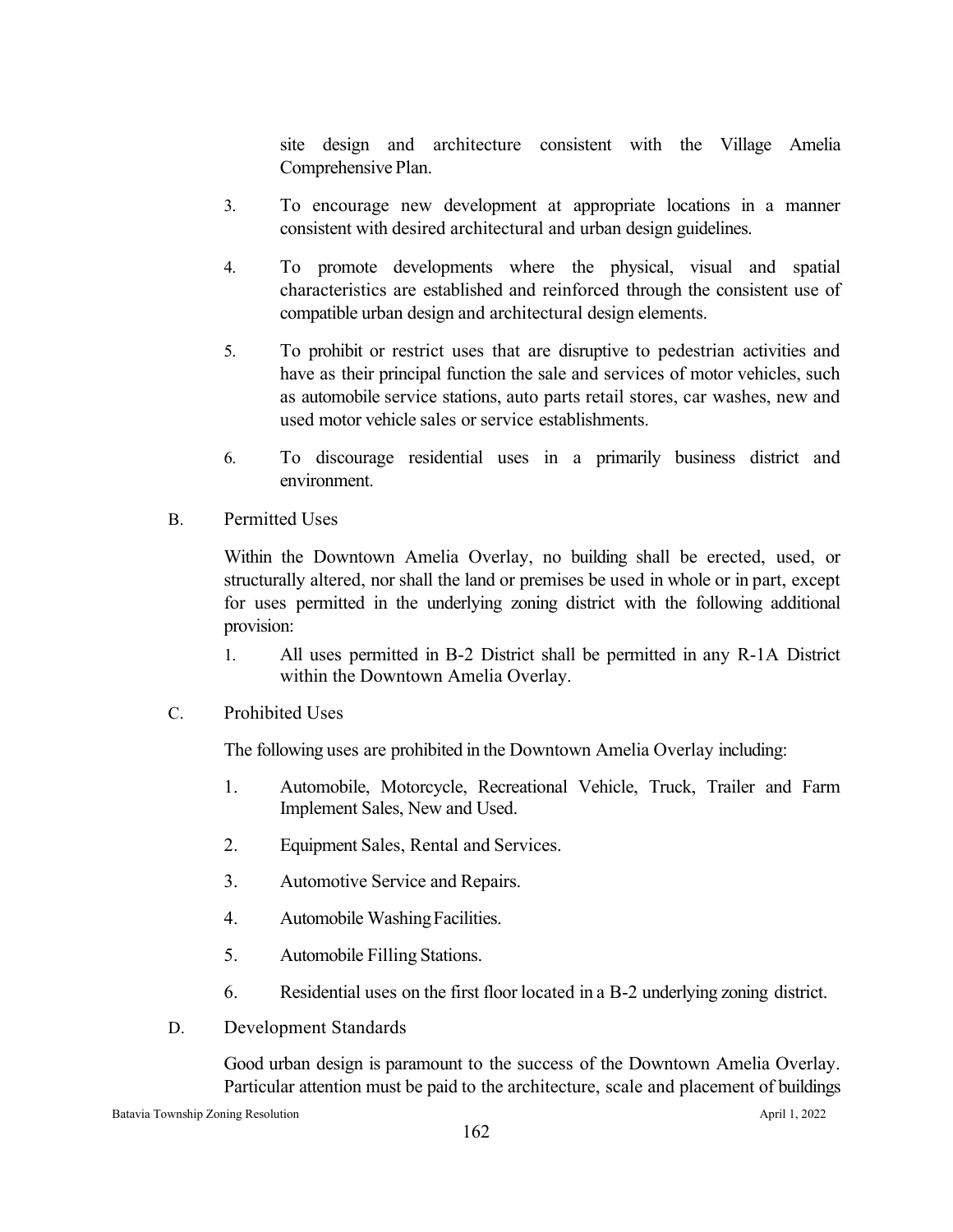site design and architecture consistent with the Village Amelia Comprehensive Plan.

3. To encourage new development at appropriate locations in a manner consistent with desired architectural and urban design guidelines.

4. To promote developments where the physical, visual and spatial characteristics are established and reinforced through the consistent use of compatible urban design and architectural design elements.

5. To prohibit or restrict uses that are disruptive to pedestrian activities and have as their principal function the sale and services of motor vehicles, such as automobile service stations, auto parts retail stores, car washes, new and used motor vehicle sales or service establishments.

6. To discourage residential uses in a primarily business district and environment.

B. Permitted Uses

Within the Downtown Amelia Overlay, no building shall be erected, used, or structurally altered, nor shall the land or premises be used in whole or in part, except for uses permitted in the underlying zoning district with the following additional provision:

1. All uses permitted in B-2 District shall be permitted in any R-1A District within the Downtown Amelia Overlay.

C. Prohibited Uses

The following uses are prohibited in the Downtown Amelia Overlay including:

1. Automobile, Motorcycle, Recreational Vehicle, Truck, Trailer and Farm Implement Sales, New and Used.

2. Equipment Sales, Rental and Services.

3. Automotive Service and Repairs.

4. Automobile Washing Facilities.

5. Automobile Filling Stations.

6. Residential uses on the first floor located in a B-2 underlying zoning district.

D. Development Standards

Good urban design is paramount to the success of the Downtown Amelia Overlay. Particular attention must be paid to the architecture, scale and placement of buildings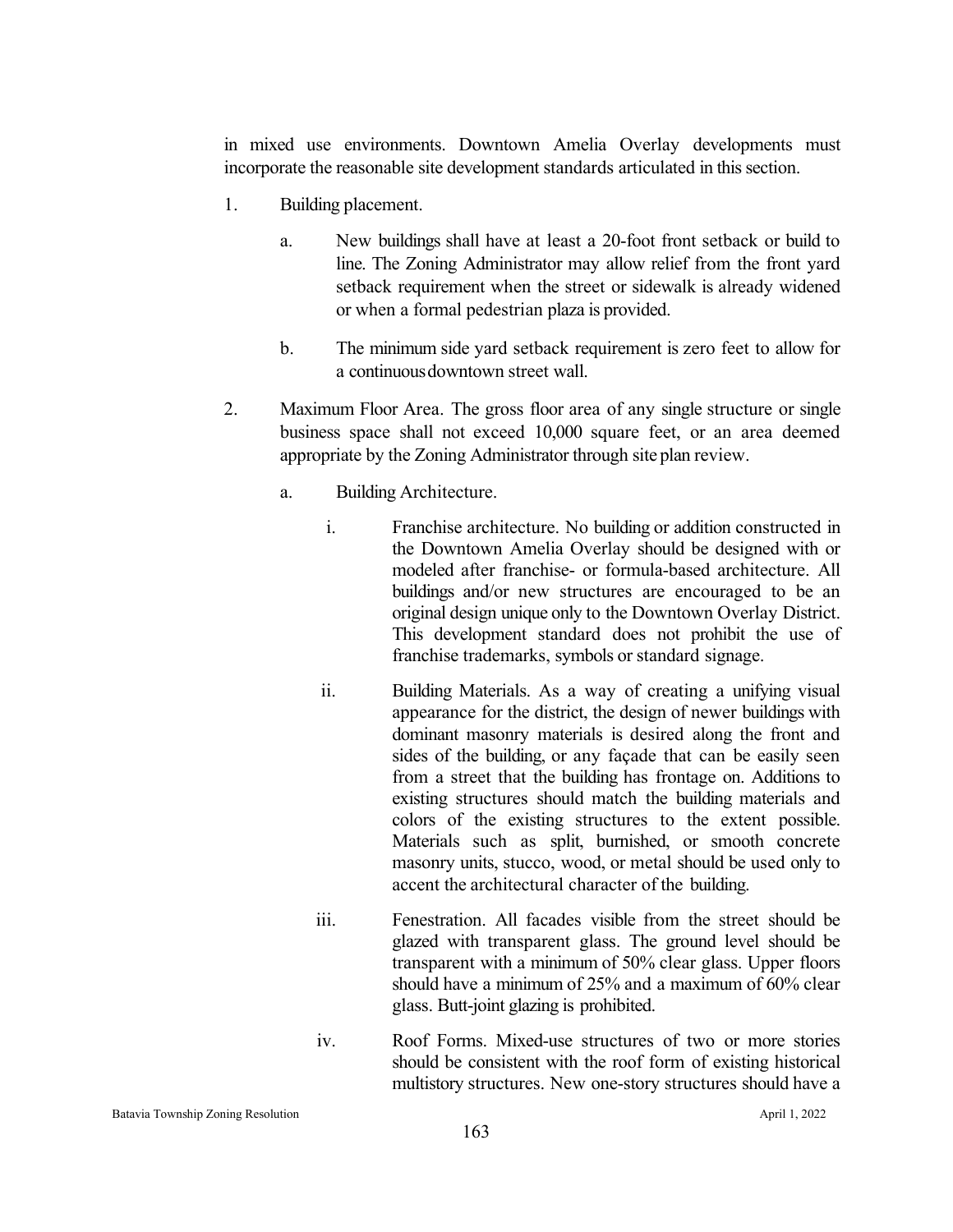in mixed use environments. Downtown Amelia Overlay developments must incorporate the reasonable site development standards articulated in this section.

1. Building placement.

   a. New buildings shall have at least a 20-foot front setback or build to line. The Zoning Administrator may allow relief from the front yard setback requirement when the street or sidewalk is already widened or when a formal pedestrian plaza is provided.

   b. The minimum side yard setback requirement is zero feet to allow for a continuous downtown street wall.

2. Maximum Floor Area. The gross floor area of any single structure or single business space shall not exceed 10,000 square feet, or an area deemed appropriate by the Zoning Administrator through site plan review.

   a. Building Architecture.

      i. Franchise architecture. No building or addition constructed in the Downtown Amelia Overlay should be designed with or modeled after franchise- or formula-based architecture. All buildings and/or new structures are encouraged to be an original design unique only to the Downtown Overlay District. This development standard does not prohibit the use of franchise trademarks, symbols or standard signage.

      ii. Building Materials. As a way of creating a unifying visual appearance for the district, the design of newer buildings with dominant masonry materials is desired along the front and sides of the building, or any façade that can be easily seen from a street that the building has frontage on. Additions to existing structures should match the building materials and colors of the existing structures to the extent possible. Materials such as split, burnished, or smooth concrete masonry units, stucco, wood, or metal should be used only to accent the architectural character of the building.

      iii. Fenestration. All facades visible from the street should be glazed with transparent glass. The ground level should be transparent with a minimum of 50% clear glass. Upper floors should have a minimum of 25% and a maximum of 60% clear glass. Butt-joint glazing is prohibited.

      iv. Roof Forms. Mixed-use structures of two or more stories should be consistent with the roof form of existing historical multistory structures. New one-story structures should have a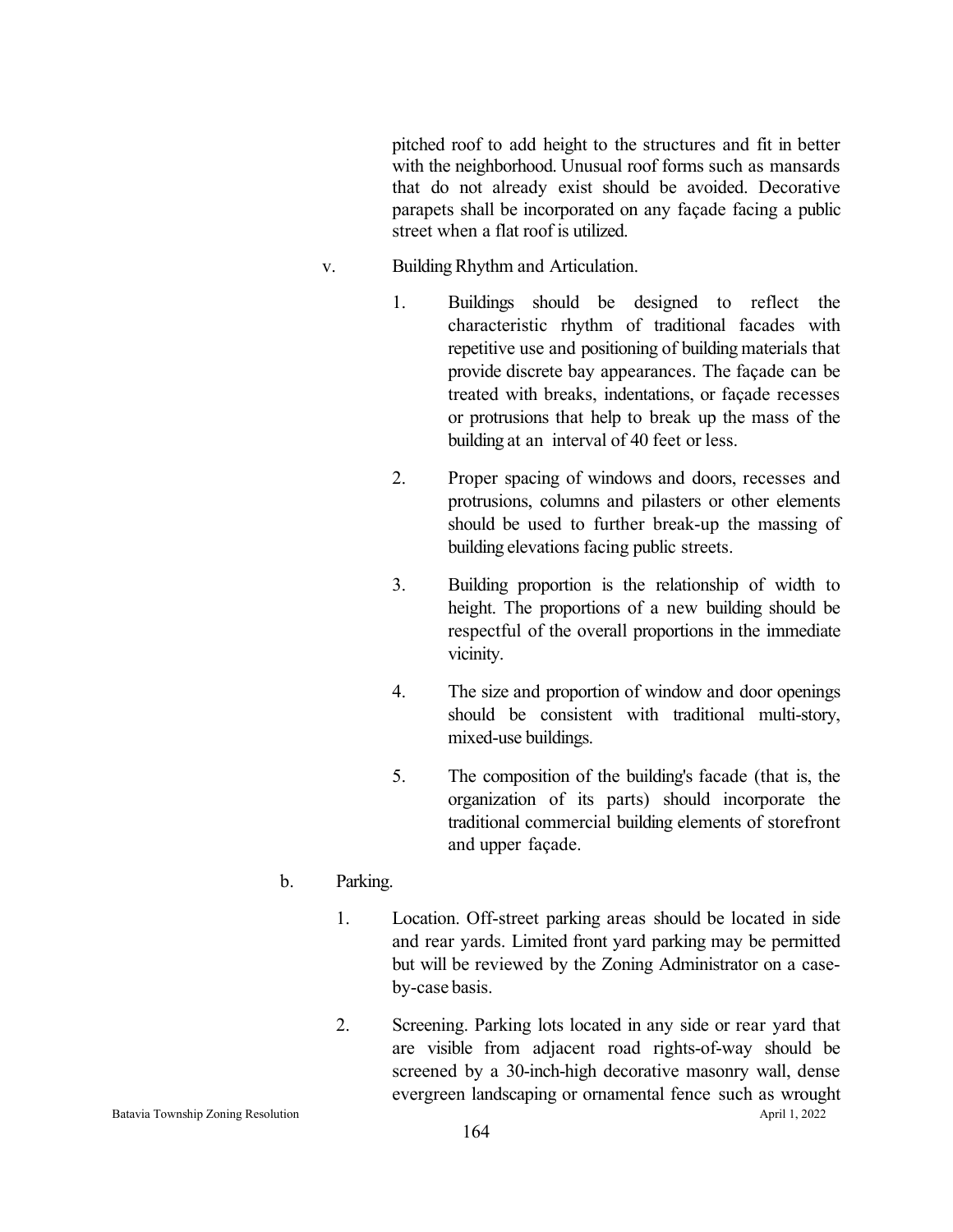pitched roof to add height to the structures and fit in better with the neighborhood. Unusual roof forms such as mansards that do not already exist should be avoided. Decorative parapets shall be incorporated on any façade facing a public street when a flat roof is utilized.

v. Building Rhythm and Articulation.

1. Buildings should be designed to reflect the characteristic rhythm of traditional facades with repetitive use and positioning of building materials that provide discrete bay appearances. The façade can be treated with breaks, indentations, or façade recesses or protrusions that help to break up the mass of the building at an interval of 40 feet or less.

2. Proper spacing of windows and doors, recesses and protrusions, columns and pilasters or other elements should be used to further break-up the massing of building elevations facing public streets.

3. Building proportion is the relationship of width to height. The proportions of a new building should be respectful of the overall proportions in the immediate vicinity.

4. The size and proportion of window and door openings should be consistent with traditional multi-story, mixed-use buildings.

5. The composition of the building's facade (that is, the organization of its parts) should incorporate the traditional commercial building elements of storefront and upper façade.

b. Parking.

1. Location. Off-street parking areas should be located in side and rear yards. Limited front yard parking may be permitted but will be reviewed by the Zoning Administrator on a case-by-case basis.

2. Screening. Parking lots located in any side or rear yard that are visible from adjacent road rights-of-way should be screened by a 30-inch-high decorative masonry wall, dense evergreen landscaping or ornamental fence such as wrought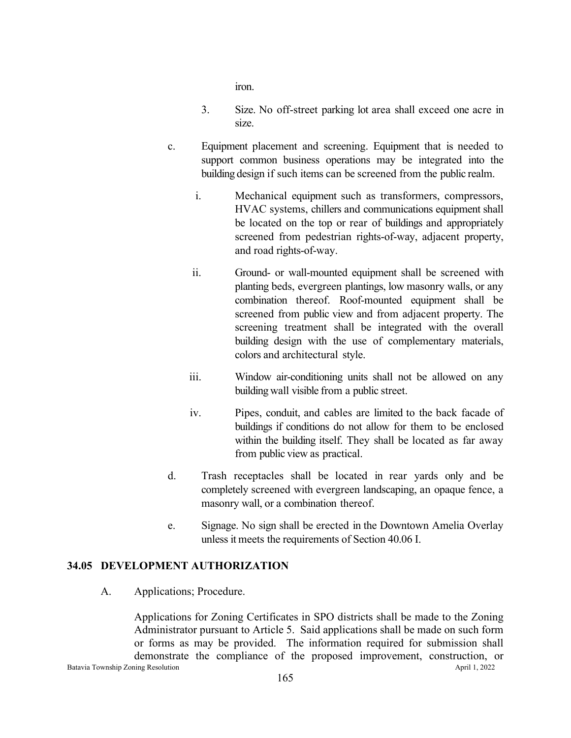iron.

3. Size. No off-street parking lot area shall exceed one acre in size.

c. Equipment placement and screening. Equipment that is needed to support common business operations may be integrated into the building design if such items can be screened from the public realm.

   i. Mechanical equipment such as transformers, compressors, HVAC systems, chillers and communications equipment shall be located on the top or rear of buildings and appropriately screened from pedestrian rights-of-way, adjacent property, and road rights-of-way.

   ii. Ground- or wall-mounted equipment shall be screened with planting beds, evergreen plantings, low masonry walls, or any combination thereof. Roof-mounted equipment shall be screened from public view and from adjacent property. The screening treatment shall be integrated with the overall building design with the use of complementary materials, colors and architectural style.

   iii. Window air-conditioning units shall not be allowed on any building wall visible from a public street.

   iv. Pipes, conduit, and cables are limited to the back facade of buildings if conditions do not allow for them to be enclosed within the building itself. They shall be located as far away from public view as practical.

d. Trash receptacles shall be located in rear yards only and be completely screened with evergreen landscaping, an opaque fence, a masonry wall, or a combination thereof.

e. Signage. No sign shall be erected in the Downtown Amelia Overlay unless it meets the requirements of Section 40.06 I.

## 34.05 DEVELOPMENT AUTHORIZATION

A. Applications; Procedure.

Applications for Zoning Certificates in SPO districts shall be made to the Zoning Administrator pursuant to Article 5. Said applications shall be made on such form or forms as may be provided. The information required for submission shall demonstrate the compliance of the proposed improvement, construction, or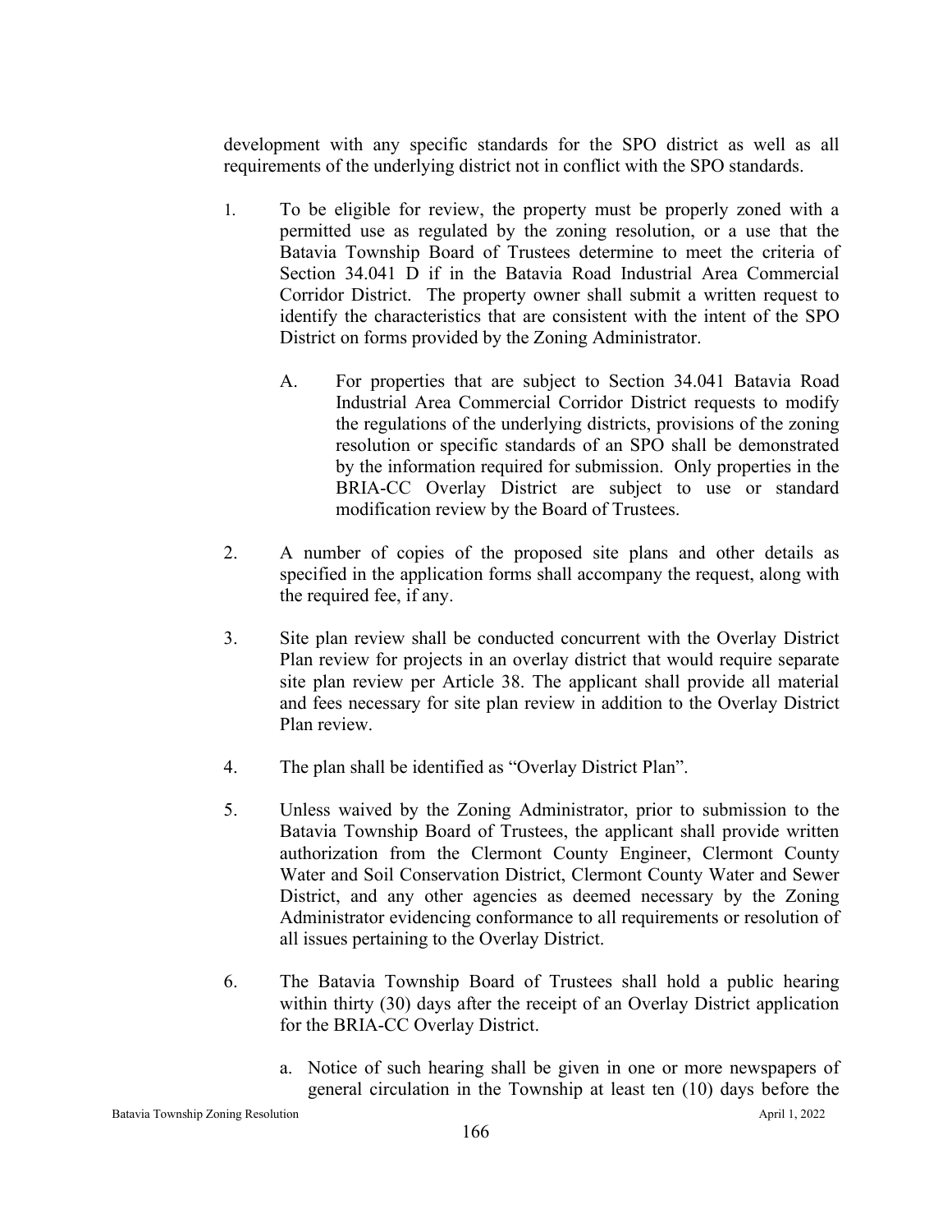development with any specific standards for the SPO district as well as all requirements of the underlying district not in conflict with the SPO standards.

1. To be eligible for review, the property must be properly zoned with a permitted use as regulated by the zoning resolution, or a use that the Batavia Township Board of Trustees determine to meet the criteria of Section 34.041 D if in the Batavia Road Industrial Area Commercial Corridor District. The property owner shall submit a written request to identify the characteristics that are consistent with the intent of the SPO District on forms provided by the Zoning Administrator.

   A. For properties that are subject to Section 34.041 Batavia Road Industrial Area Commercial Corridor District requests to modify the regulations of the underlying districts, provisions of the zoning resolution or specific standards of an SPO shall be demonstrated by the information required for submission. Only properties in the BRIA-CC Overlay District are subject to use or standard modification review by the Board of Trustees.

2. A number of copies of the proposed site plans and other details as specified in the application forms shall accompany the request, along with the required fee, if any.

3. Site plan review shall be conducted concurrent with the Overlay District Plan review for projects in an overlay district that would require separate site plan review per Article 38. The applicant shall provide all material and fees necessary for site plan review in addition to the Overlay District Plan review.

4. The plan shall be identified as "Overlay District Plan".

5. Unless waived by the Zoning Administrator, prior to submission to the Batavia Township Board of Trustees, the applicant shall provide written authorization from the Clermont County Engineer, Clermont County Water and Soil Conservation District, Clermont County Water and Sewer District, and any other agencies as deemed necessary by the Zoning Administrator evidencing conformance to all requirements or resolution of all issues pertaining to the Overlay District.

6. The Batavia Township Board of Trustees shall hold a public hearing within thirty (30) days after the receipt of an Overlay District application for the BRIA-CC Overlay District.

   a. Notice of such hearing shall be given in one or more newspapers of general circulation in the Township at least ten (10) days before the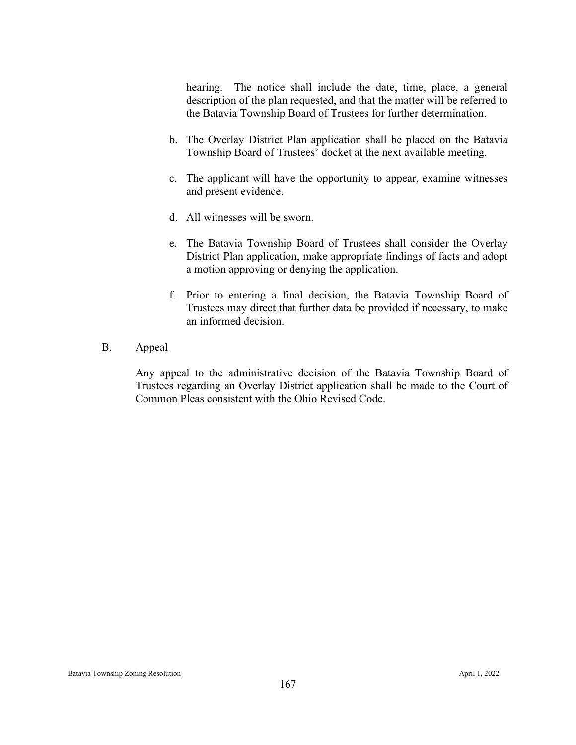hearing. The notice shall include the date, time, place, a general description of the plan requested, and that the matter will be referred to the Batavia Township Board of Trustees for further determination.

b. The Overlay District Plan application shall be placed on the Batavia Township Board of Trustees' docket at the next available meeting.

c. The applicant will have the opportunity to appear, examine witnesses and present evidence.

d. All witnesses will be sworn.

e. The Batavia Township Board of Trustees shall consider the Overlay District Plan application, make appropriate findings of facts and adopt a motion approving or denying the application.

f. Prior to entering a final decision, the Batavia Township Board of Trustees may direct that further data be provided if necessary, to make an informed decision.

B. Appeal

Any appeal to the administrative decision of the Batavia Township Board of Trustees regarding an Overlay District application shall be made to the Court of Common Pleas consistent with the Ohio Revised Code.